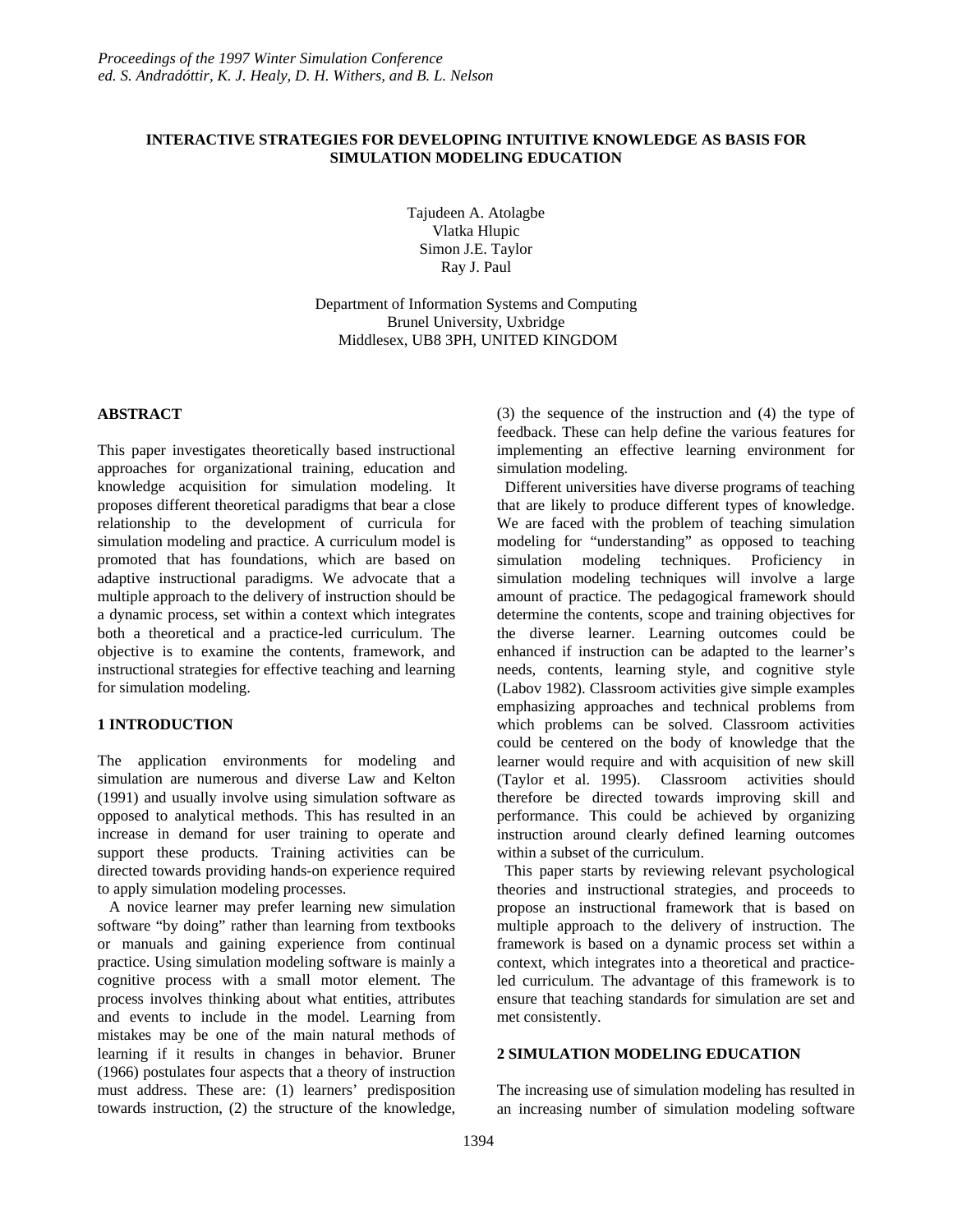*Proceedings of the 1997 Winter Simulation Conference*
*ed. S. Andradóttir, K. J. Healy, D. H. Withers, and B. L. Nelson*

# INTERACTIVE STRATEGIES FOR DEVELOPING INTUITIVE KNOWLEDGE AS BASIS FOR SIMULATION MODELING EDUCATION

Tajudeen A. Atolagbe
Vlatka Hlupic
Simon J.E. Taylor
Ray J. Paul

Department of Information Systems and Computing
Brunel University, Uxbridge
Middlesex, UB8 3PH, UNITED KINGDOM

## ABSTRACT

This paper investigates theoretically based instructional approaches for organizational training, education and knowledge acquisition for simulation modeling. It proposes different theoretical paradigms that bear a close relationship to the development of curricula for simulation modeling and practice. A curriculum model is promoted that has foundations, which are based on adaptive instructional paradigms. We advocate that a multiple approach to the delivery of instruction should be a dynamic process, set within a context which integrates both a theoretical and a practice-led curriculum. The objective is to examine the contents, framework, and instructional strategies for effective teaching and learning for simulation modeling.

## 1 INTRODUCTION

The application environments for modeling and simulation are numerous and diverse Law and Kelton (1991) and usually involve using simulation software as opposed to analytical methods. This has resulted in an increase in demand for user training to operate and support these products. Training activities can be directed towards providing hands-on experience required to apply simulation modeling processes.

A novice learner may prefer learning new simulation software "by doing" rather than learning from textbooks or manuals and gaining experience from continual practice. Using simulation modeling software is mainly a cognitive process with a small motor element. The process involves thinking about what entities, attributes and events to include in the model. Learning from mistakes may be one of the main natural methods of learning if it results in changes in behavior. Bruner (1966) postulates four aspects that a theory of instruction must address. These are: (1) learners' predisposition towards instruction, (2) the structure of the knowledge, (3) the sequence of the instruction and (4) the type of feedback. These can help define the various features for implementing an effective learning environment for simulation modeling.

Different universities have diverse programs of teaching that are likely to produce different types of knowledge. We are faced with the problem of teaching simulation modeling for "understanding" as opposed to teaching simulation modeling techniques. Proficiency in simulation modeling techniques will involve a large amount of practice. The pedagogical framework should determine the contents, scope and training objectives for the diverse learner. Learning outcomes could be enhanced if instruction can be adapted to the learner's needs, contents, learning style, and cognitive style (Labov 1982). Classroom activities give simple examples emphasizing approaches and technical problems from which problems can be solved. Classroom activities could be centered on the body of knowledge that the learner would require and with acquisition of new skill (Taylor et al. 1995). Classroom activities should therefore be directed towards improving skill and performance. This could be achieved by organizing instruction around clearly defined learning outcomes within a subset of the curriculum.

This paper starts by reviewing relevant psychological theories and instructional strategies, and proceeds to propose an instructional framework that is based on multiple approach to the delivery of instruction. The framework is based on a dynamic process set within a context, which integrates into a theoretical and practice-led curriculum. The advantage of this framework is to ensure that teaching standards for simulation are set and met consistently.

## 2 SIMULATION MODELING EDUCATION

The increasing use of simulation modeling has resulted in an increasing number of simulation modeling software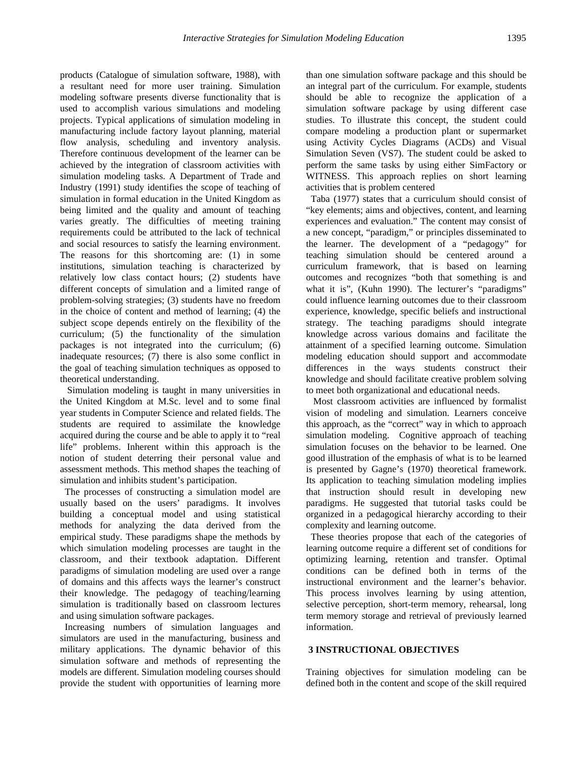products (Catalogue of simulation software, 1988), with a resultant need for more user training. Simulation modeling software presents diverse functionality that is used to accomplish various simulations and modeling projects. Typical applications of simulation modeling in manufacturing include factory layout planning, material flow analysis, scheduling and inventory analysis. Therefore continuous development of the learner can be achieved by the integration of classroom activities with simulation modeling tasks. A Department of Trade and Industry (1991) study identifies the scope of teaching of simulation in formal education in the United Kingdom as being limited and the quality and amount of teaching varies greatly. The difficulties of meeting training requirements could be attributed to the lack of technical and social resources to satisfy the learning environment. The reasons for this shortcoming are: (1) in some institutions, simulation teaching is characterized by relatively low class contact hours; (2) students have different concepts of simulation and a limited range of problem-solving strategies; (3) students have no freedom in the choice of content and method of learning; (4) the subject scope depends entirely on the flexibility of the curriculum; (5) the functionality of the simulation packages is not integrated into the curriculum; (6) inadequate resources; (7) there is also some conflict in the goal of teaching simulation techniques as opposed to theoretical understanding.

Simulation modeling is taught in many universities in the United Kingdom at M.Sc. level and to some final year students in Computer Science and related fields. The students are required to assimilate the knowledge acquired during the course and be able to apply it to "real life" problems. Inherent within this approach is the notion of student deterring their personal value and assessment methods. This method shapes the teaching of simulation and inhibits student's participation.

The processes of constructing a simulation model are usually based on the users' paradigms. It involves building a conceptual model and using statistical methods for analyzing the data derived from the empirical study. These paradigms shape the methods by which simulation modeling processes are taught in the classroom, and their textbook adaptation. Different paradigms of simulation modeling are used over a range of domains and this affects ways the learner's construct their knowledge. The pedagogy of teaching/learning simulation is traditionally based on classroom lectures and using simulation software packages.

Increasing numbers of simulation languages and simulators are used in the manufacturing, business and military applications. The dynamic behavior of this simulation software and methods of representing the models are different. Simulation modeling courses should provide the student with opportunities of learning more than one simulation software package and this should be an integral part of the curriculum. For example, students should be able to recognize the application of a simulation software package by using different case studies. To illustrate this concept, the student could compare modeling a production plant or supermarket using Activity Cycles Diagrams (ACDs) and Visual Simulation Seven (VS7). The student could be asked to perform the same tasks by using either SimFactory or WITNESS. This approach replies on short learning activities that is problem centered

Taba (1977) states that a curriculum should consist of "key elements; aims and objectives, content, and learning experiences and evaluation." The content may consist of a new concept, "paradigm," or principles disseminated to the learner. The development of a "pedagogy" for teaching simulation should be centered around a curriculum framework, that is based on learning outcomes and recognizes "both that something is and what it is", (Kuhn 1990). The lecturer's "paradigms" could influence learning outcomes due to their classroom experience, knowledge, specific beliefs and instructional strategy. The teaching paradigms should integrate knowledge across various domains and facilitate the attainment of a specified learning outcome. Simulation modeling education should support and accommodate differences in the ways students construct their knowledge and should facilitate creative problem solving to meet both organizational and educational needs.

Most classroom activities are influenced by formalist vision of modeling and simulation. Learners conceive this approach, as the "correct" way in which to approach simulation modeling. Cognitive approach of teaching simulation focuses on the behavior to be learned. One good illustration of the emphasis of what is to be learned is presented by Gagne's (1970) theoretical framework. Its application to teaching simulation modeling implies that instruction should result in developing new paradigms. He suggested that tutorial tasks could be organized in a pedagogical hierarchy according to their complexity and learning outcome.

These theories propose that each of the categories of learning outcome require a different set of conditions for optimizing learning, retention and transfer. Optimal conditions can be defined both in terms of the instructional environment and the learner's behavior. This process involves learning by using attention, selective perception, short-term memory, rehearsal, long term memory storage and retrieval of previously learned information.

## 3 INSTRUCTIONAL OBJECTIVES

Training objectives for simulation modeling can be defined both in the content and scope of the skill required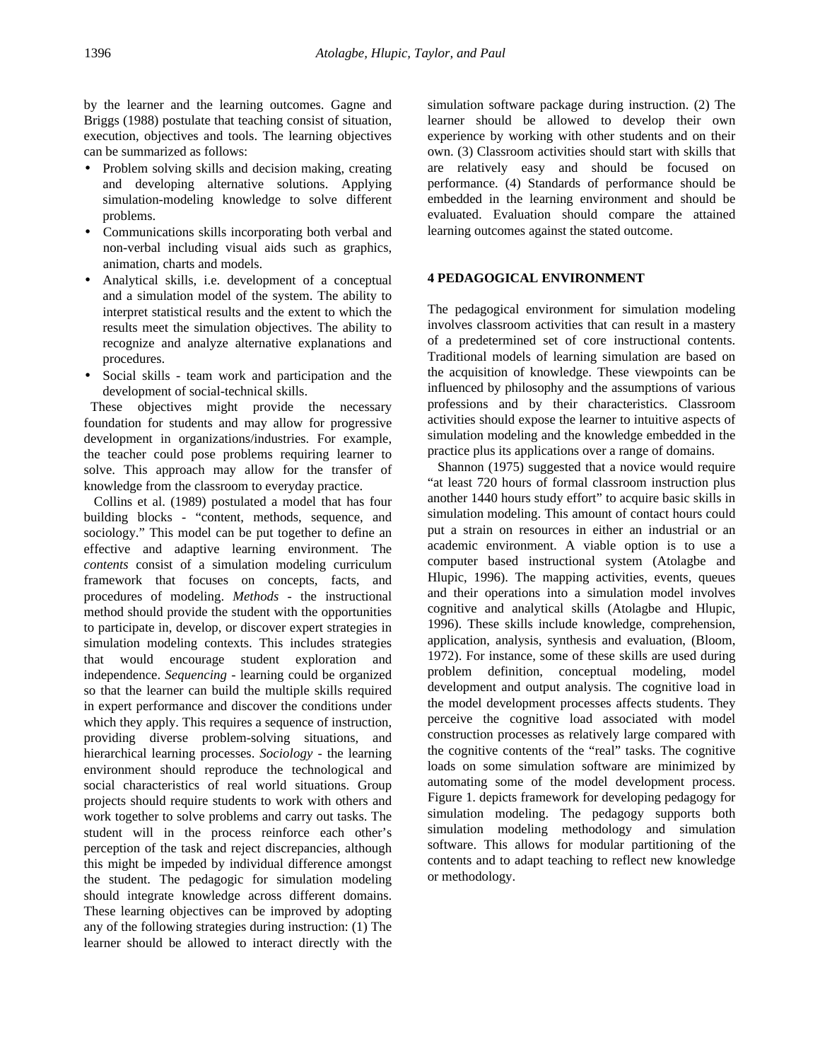by the learner and the learning outcomes. Gagne and Briggs (1988) postulate that teaching consist of situation, execution, objectives and tools. The learning objectives can be summarized as follows:

- Problem solving skills and decision making, creating and developing alternative solutions. Applying simulation-modeling knowledge to solve different problems.
- Communications skills incorporating both verbal and non-verbal including visual aids such as graphics, animation, charts and models.
- Analytical skills, i.e. development of a conceptual and a simulation model of the system. The ability to interpret statistical results and the extent to which the results meet the simulation objectives. The ability to recognize and analyze alternative explanations and procedures.
- Social skills - team work and participation and the development of social-technical skills.

These objectives might provide the necessary foundation for students and may allow for progressive development in organizations/industries. For example, the teacher could pose problems requiring learner to solve. This approach may allow for the transfer of knowledge from the classroom to everyday practice.

Collins et al. (1989) postulated a model that has four building blocks - "content, methods, sequence, and sociology." This model can be put together to define an effective and adaptive learning environment. The *contents* consist of a simulation modeling curriculum framework that focuses on concepts, facts, and procedures of modeling. *Methods* - the instructional method should provide the student with the opportunities to participate in, develop, or discover expert strategies in simulation modeling contexts. This includes strategies that would encourage student exploration and independence. *Sequencing* - learning could be organized so that the learner can build the multiple skills required in expert performance and discover the conditions under which they apply. This requires a sequence of instruction, providing diverse problem-solving situations, and hierarchical learning processes. *Sociology* - the learning environment should reproduce the technological and social characteristics of real world situations. Group projects should require students to work with others and work together to solve problems and carry out tasks. The student will in the process reinforce each other's perception of the task and reject discrepancies, although this might be impeded by individual difference amongst the student. The pedagogic for simulation modeling should integrate knowledge across different domains. These learning objectives can be improved by adopting any of the following strategies during instruction: (1) The learner should be allowed to interact directly with the simulation software package during instruction. (2) The learner should be allowed to develop their own experience by working with other students and on their own. (3) Classroom activities should start with skills that are relatively easy and should be focused on performance. (4) Standards of performance should be embedded in the learning environment and should be evaluated. Evaluation should compare the attained learning outcomes against the stated outcome.

## 4 PEDAGOGICAL ENVIRONMENT

The pedagogical environment for simulation modeling involves classroom activities that can result in a mastery of a predetermined set of core instructional contents. Traditional models of learning simulation are based on the acquisition of knowledge. These viewpoints can be influenced by philosophy and the assumptions of various professions and by their characteristics. Classroom activities should expose the learner to intuitive aspects of simulation modeling and the knowledge embedded in the practice plus its applications over a range of domains.

Shannon (1975) suggested that a novice would require "at least 720 hours of formal classroom instruction plus another 1440 hours study effort" to acquire basic skills in simulation modeling. This amount of contact hours could put a strain on resources in either an industrial or an academic environment. A viable option is to use a computer based instructional system (Atolagbe and Hlupic, 1996). The mapping activities, events, queues and their operations into a simulation model involves cognitive and analytical skills (Atolagbe and Hlupic, 1996). These skills include knowledge, comprehension, application, analysis, synthesis and evaluation, (Bloom, 1972). For instance, some of these skills are used during problem definition, conceptual modeling, model development and output analysis. The cognitive load in the model development processes affects students. They perceive the cognitive load associated with model construction processes as relatively large compared with the cognitive contents of the "real" tasks. The cognitive loads on some simulation software are minimized by automating some of the model development process. Figure 1. depicts framework for developing pedagogy for simulation modeling. The pedagogy supports both simulation modeling methodology and simulation software. This allows for modular partitioning of the contents and to adapt teaching to reflect new knowledge or methodology.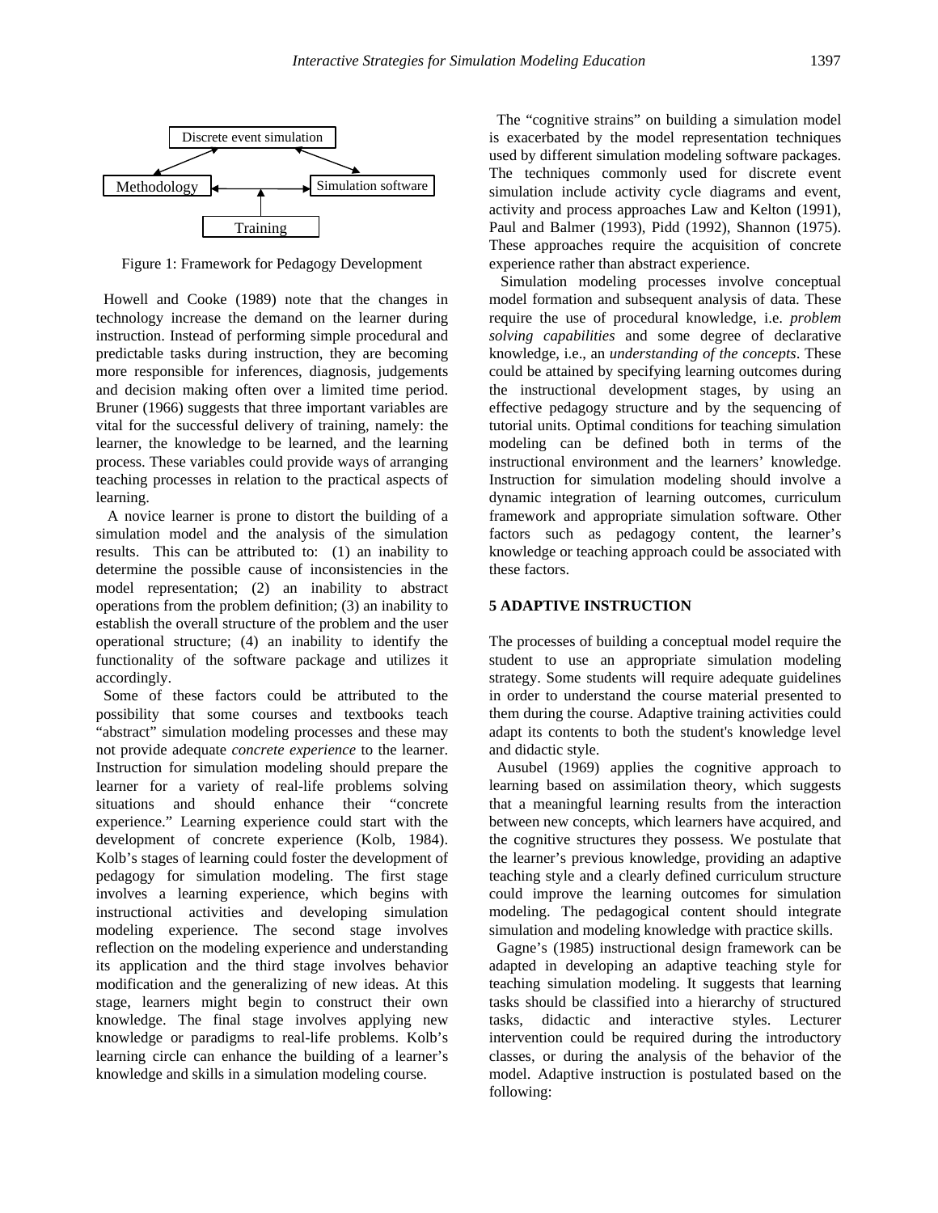Discrete event simulation

Methodology

Simulation software

Training

Figure 1: Framework for Pedagogy Development

Howell and Cooke (1989) note that the changes in technology increase the demand on the learner during instruction. Instead of performing simple procedural and predictable tasks during instruction, they are becoming more responsible for inferences, diagnosis, judgements and decision making often over a limited time period. Bruner (1966) suggests that three important variables are vital for the successful delivery of training, namely: the learner, the knowledge to be learned, and the learning process. These variables could provide ways of arranging teaching processes in relation to the practical aspects of learning.

A novice learner is prone to distort the building of a simulation model and the analysis of the simulation results. This can be attributed to: (1) an inability to determine the possible cause of inconsistencies in the model representation; (2) an inability to abstract operations from the problem definition; (3) an inability to establish the overall structure of the problem and the user operational structure; (4) an inability to identify the functionality of the software package and utilizes it accordingly.

Some of these factors could be attributed to the possibility that some courses and textbooks teach "abstract" simulation modeling processes and these may not provide adequate *concrete experience* to the learner. Instruction for simulation modeling should prepare the learner for a variety of real-life problems solving situations and should enhance their "concrete experience." Learning experience could start with the development of concrete experience (Kolb, 1984). Kolb's stages of learning could foster the development of pedagogy for simulation modeling. The first stage involves a learning experience, which begins with instructional activities and developing simulation modeling experience. The second stage involves reflection on the modeling experience and understanding its application and the third stage involves behavior modification and the generalizing of new ideas. At this stage, learners might begin to construct their own knowledge. The final stage involves applying new knowledge or paradigms to real-life problems. Kolb's learning circle can enhance the building of a learner's knowledge and skills in a simulation modeling course.

The "cognitive strains" on building a simulation model is exacerbated by the model representation techniques used by different simulation modeling software packages. The techniques commonly used for discrete event simulation include activity cycle diagrams and event, activity and process approaches Law and Kelton (1991), Paul and Balmer (1993), Pidd (1992), Shannon (1975). These approaches require the acquisition of concrete experience rather than abstract experience.

Simulation modeling processes involve conceptual model formation and subsequent analysis of data. These require the use of procedural knowledge, i.e. *problem solving capabilities* and some degree of declarative knowledge, i.e., an *understanding of the concepts*. These could be attained by specifying learning outcomes during the instructional development stages, by using an effective pedagogy structure and by the sequencing of tutorial units. Optimal conditions for teaching simulation modeling can be defined both in terms of the instructional environment and the learners' knowledge. Instruction for simulation modeling should involve a dynamic integration of learning outcomes, curriculum framework and appropriate simulation software. Other factors such as pedagogy content, the learner's knowledge or teaching approach could be associated with these factors.

## 5 ADAPTIVE INSTRUCTION

The processes of building a conceptual model require the student to use an appropriate simulation modeling strategy. Some students will require adequate guidelines in order to understand the course material presented to them during the course. Adaptive training activities could adapt its contents to both the student's knowledge level and didactic style.

Ausubel (1969) applies the cognitive approach to learning based on assimilation theory, which suggests that a meaningful learning results from the interaction between new concepts, which learners have acquired, and the cognitive structures they possess. We postulate that the learner's previous knowledge, providing an adaptive teaching style and a clearly defined curriculum structure could improve the learning outcomes for simulation modeling. The pedagogical content should integrate simulation and modeling knowledge with practice skills.

Gagne's (1985) instructional design framework can be adapted in developing an adaptive teaching style for teaching simulation modeling. It suggests that learning tasks should be classified into a hierarchy of structured tasks, didactic and interactive styles. Lecturer intervention could be required during the introductory classes, or during the analysis of the behavior of the model. Adaptive instruction is postulated based on the following: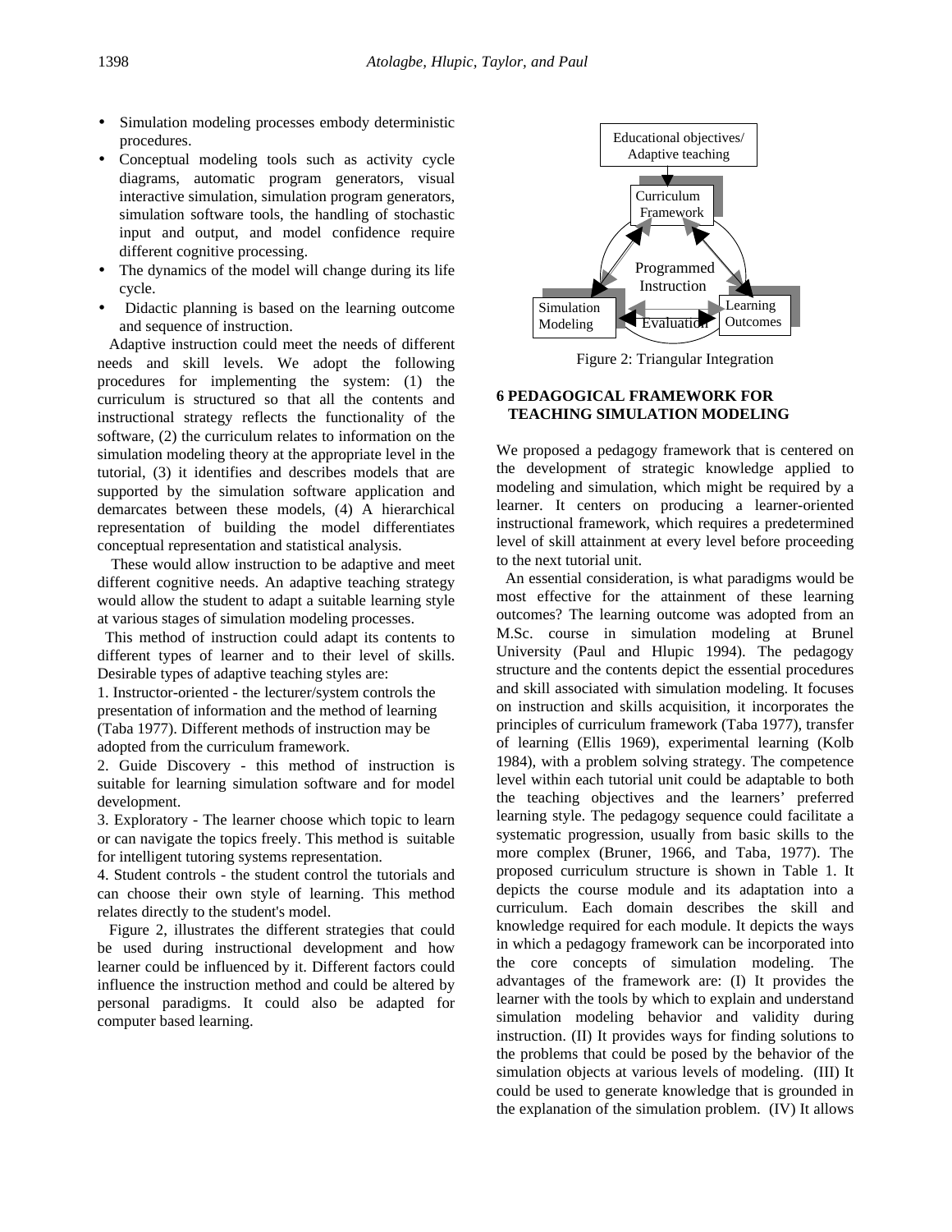- Simulation modeling processes embody deterministic procedures.
- Conceptual modeling tools such as activity cycle diagrams, automatic program generators, visual interactive simulation, simulation program generators, simulation software tools, the handling of stochastic input and output, and model confidence require different cognitive processing.
- The dynamics of the model will change during its life cycle.
- Didactic planning is based on the learning outcome and sequence of instruction.

Adaptive instruction could meet the needs of different needs and skill levels. We adopt the following procedures for implementing the system: (1) the curriculum is structured so that all the contents and instructional strategy reflects the functionality of the software, (2) the curriculum relates to information on the simulation modeling theory at the appropriate level in the tutorial, (3) it identifies and describes models that are supported by the simulation software application and demarcates between these models, (4) A hierarchical representation of building the model differentiates conceptual representation and statistical analysis.

These would allow instruction to be adaptive and meet different cognitive needs. An adaptive teaching strategy would allow the student to adapt a suitable learning style at various stages of simulation modeling processes.

This method of instruction could adapt its contents to different types of learner and to their level of skills. Desirable types of adaptive teaching styles are:

1. Instructor-oriented - the lecturer/system controls the presentation of information and the method of learning (Taba 1977). Different methods of instruction may be adopted from the curriculum framework.
2. Guide Discovery - this method of instruction is suitable for learning simulation software and for model development.
3. Exploratory - The learner choose which topic to learn or can navigate the topics freely. This method is suitable for intelligent tutoring systems representation.
4. Student controls - the student control the tutorials and can choose their own style of learning. This method relates directly to the student's model.

Figure 2, illustrates the different strategies that could be used during instructional development and how learner could be influenced by it. Different factors could influence the instruction method and could be altered by personal paradigms. It could also be adapted for computer based learning.

Educational objectives/ Adaptive teaching

Curriculum Framework

Programmed Instruction

Simulation Modeling

Evaluation

Learning Outcomes

Figure 2: Triangular Integration

## 6 PEDAGOGICAL FRAMEWORK FOR TEACHING SIMULATION MODELING

We proposed a pedagogy framework that is centered on the development of strategic knowledge applied to modeling and simulation, which might be required by a learner. It centers on producing a learner-oriented instructional framework, which requires a predetermined level of skill attainment at every level before proceeding to the next tutorial unit.

An essential consideration, is what paradigms would be most effective for the attainment of these learning outcomes? The learning outcome was adopted from an M.Sc. course in simulation modeling at Brunel University (Paul and Hlupic 1994). The pedagogy structure and the contents depict the essential procedures and skill associated with simulation modeling. It focuses on instruction and skills acquisition, it incorporates the principles of curriculum framework (Taba 1977), transfer of learning (Ellis 1969), experimental learning (Kolb 1984), with a problem solving strategy. The competence level within each tutorial unit could be adaptable to both the teaching objectives and the learners' preferred learning style. The pedagogy sequence could facilitate a systematic progression, usually from basic skills to the more complex (Bruner, 1966, and Taba, 1977). The proposed curriculum structure is shown in Table 1. It depicts the course module and its adaptation into a curriculum. Each domain describes the skill and knowledge required for each module. It depicts the ways in which a pedagogy framework can be incorporated into the core concepts of simulation modeling. The advantages of the framework are: (I) It provides the learner with the tools by which to explain and understand simulation modeling behavior and validity during instruction. (II) It provides ways for finding solutions to the problems that could be posed by the behavior of the simulation objects at various levels of modeling. (III) It could be used to generate knowledge that is grounded in the explanation of the simulation problem. (IV) It allows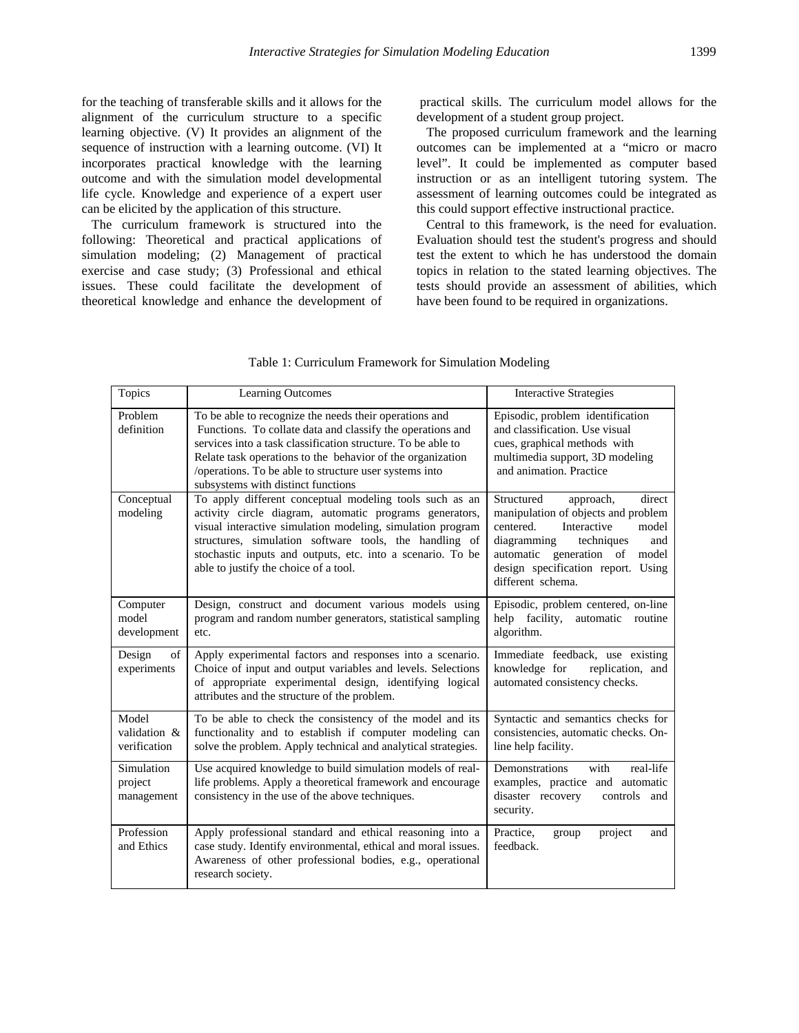for the teaching of transferable skills and it allows for the alignment of the curriculum structure to a specific learning objective. (V) It provides an alignment of the sequence of instruction with a learning outcome. (VI) It incorporates practical knowledge with the learning outcome and with the simulation model developmental life cycle. Knowledge and experience of a expert user can be elicited by the application of this structure.

The curriculum framework is structured into the following: Theoretical and practical applications of simulation modeling; (2) Management of practical exercise and case study; (3) Professional and ethical issues. These could facilitate the development of theoretical knowledge and enhance the development of practical skills. The curriculum model allows for the development of a student group project.

The proposed curriculum framework and the learning outcomes can be implemented at a "micro or macro level". It could be implemented as computer based instruction or as an intelligent tutoring system. The assessment of learning outcomes could be integrated as this could support effective instructional practice.

Central to this framework, is the need for evaluation. Evaluation should test the student's progress and should test the extent to which he has understood the domain topics in relation to the stated learning objectives. The tests should provide an assessment of abilities, which have been found to be required in organizations.

Table 1: Curriculum Framework for Simulation Modeling

| Topics | Learning Outcomes | Interactive Strategies |
|---|---|---|
| Problem definition | To be able to recognize the needs their operations and Functions. To collate data and classify the operations and services into a task classification structure. To be able to Relate task operations to the behavior of the organization /operations. To be able to structure user systems into subsystems with distinct functions | Episodic, problem identification and classification. Use visual cues, graphical methods with multimedia support, 3D modeling and animation. Practice |
| Conceptual modeling | To apply different conceptual modeling tools such as an activity circle diagram, automatic programs generators, visual interactive simulation modeling, simulation program structures, simulation software tools, the handling of stochastic inputs and outputs, etc. into a scenario. To be able to justify the choice of a tool. | Structured approach, direct manipulation of objects and problem centered. Interactive model diagramming techniques and automatic generation of model design specification report. Using different schema. |
| Computer model development | Design, construct and document various models using program and random number generators, statistical sampling etc. | Episodic, problem centered, on-line help facility, automatic routine algorithm. |
| Design of experiments | Apply experimental factors and responses into a scenario. Choice of input and output variables and levels. Selections of appropriate experimental design, identifying logical attributes and the structure of the problem. | Immediate feedback, use existing knowledge for replication, and automated consistency checks. |
| Model validation & verification | To be able to check the consistency of the model and its functionality and to establish if computer modeling can solve the problem. Apply technical and analytical strategies. | Syntactic and semantics checks for consistencies, automatic checks. On-line help facility. |
| Simulation project management | Use acquired knowledge to build simulation models of real-life problems. Apply a theoretical framework and encourage consistency in the use of the above techniques. | Demonstrations with real-life examples, practice and automatic disaster recovery controls and security. |
| Profession and Ethics | Apply professional standard and ethical reasoning into a case study. Identify environmental, ethical and moral issues. Awareness of other professional bodies, e.g., operational research society. | Practice, group project and feedback. |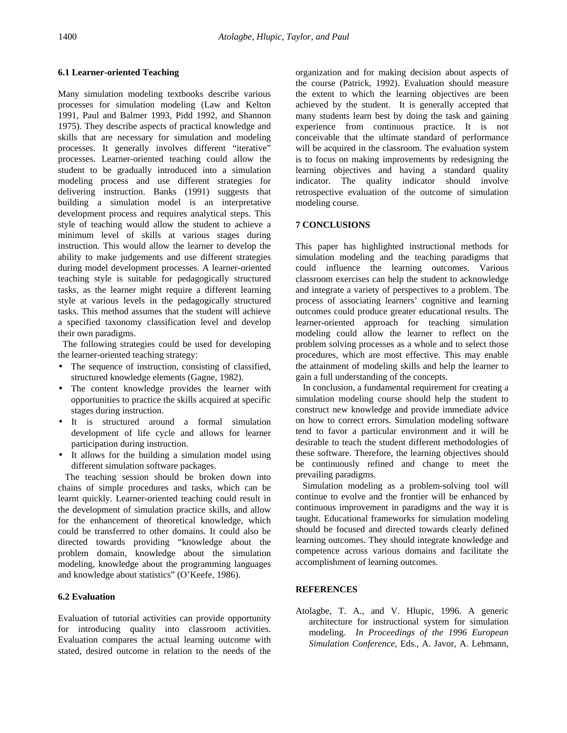### 6.1 Learner-oriented Teaching

Many simulation modeling textbooks describe various processes for simulation modeling (Law and Kelton 1991, Paul and Balmer 1993, Pidd 1992, and Shannon 1975). They describe aspects of practical knowledge and skills that are necessary for simulation and modeling processes. It generally involves different "iterative" processes. Learner-oriented teaching could allow the student to be gradually introduced into a simulation modeling process and use different strategies for delivering instruction. Banks (1991) suggests that building a simulation model is an interpretative development process and requires analytical steps. This style of teaching would allow the student to achieve a minimum level of skills at various stages during instruction. This would allow the learner to develop the ability to make judgements and use different strategies during model development processes. A learner-oriented teaching style is suitable for pedagogically structured tasks, as the learner might require a different learning style at various levels in the pedagogically structured tasks. This method assumes that the student will achieve a specified taxonomy classification level and develop their own paradigms.

The following strategies could be used for developing the learner-oriented teaching strategy:

- The sequence of instruction, consisting of classified, structured knowledge elements (Gagne, 1982).
- The content knowledge provides the learner with opportunities to practice the skills acquired at specific stages during instruction.
- It is structured around a formal simulation development of life cycle and allows for learner participation during instruction.
- It allows for the building a simulation model using different simulation software packages.

The teaching session should be broken down into chains of simple procedures and tasks, which can be learnt quickly. Learner-oriented teaching could result in the development of simulation practice skills, and allow for the enhancement of theoretical knowledge, which could be transferred to other domains. It could also be directed towards providing "knowledge about the problem domain, knowledge about the simulation modeling, knowledge about the programming languages and knowledge about statistics" (O'Keefe, 1986).

### 6.2 Evaluation

Evaluation of tutorial activities can provide opportunity for introducing quality into classroom activities. Evaluation compares the actual learning outcome with stated, desired outcome in relation to the needs of the organization and for making decision about aspects of the course (Patrick, 1992). Evaluation should measure the extent to which the learning objectives are been achieved by the student. It is generally accepted that many students learn best by doing the task and gaining experience from continuous practice. It is not conceivable that the ultimate standard of performance will be acquired in the classroom. The evaluation system is to focus on making improvements by redesigning the learning objectives and having a standard quality indicator. The quality indicator should involve retrospective evaluation of the outcome of simulation modeling course.

## 7 CONCLUSIONS

This paper has highlighted instructional methods for simulation modeling and the teaching paradigms that could influence the learning outcomes. Various classroom exercises can help the student to acknowledge and integrate a variety of perspectives to a problem. The process of associating learners' cognitive and learning outcomes could produce greater educational results. The learner-oriented approach for teaching simulation modeling could allow the learner to reflect on the problem solving processes as a whole and to select those procedures, which are most effective. This may enable the attainment of modeling skills and help the learner to gain a full understanding of the concepts.

In conclusion, a fundamental requirement for creating a simulation modeling course should help the student to construct new knowledge and provide immediate advice on how to correct errors. Simulation modeling software tend to favor a particular environment and it will be desirable to teach the student different methodologies of these software. Therefore, the learning objectives should be continuously refined and change to meet the prevailing paradigms.

Simulation modeling as a problem-solving tool will continue to evolve and the frontier will be enhanced by continuous improvement in paradigms and the way it is taught. Educational frameworks for simulation modeling should be focused and directed towards clearly defined learning outcomes. They should integrate knowledge and competence across various domains and facilitate the accomplishment of learning outcomes.

## REFERENCES

Atolagbe, T. A., and V. Hlupic, 1996. A generic architecture for instructional system for simulation modeling. *In Proceedings of the 1996 European Simulation Conference*, Eds., A. Javor, A. Lehmann,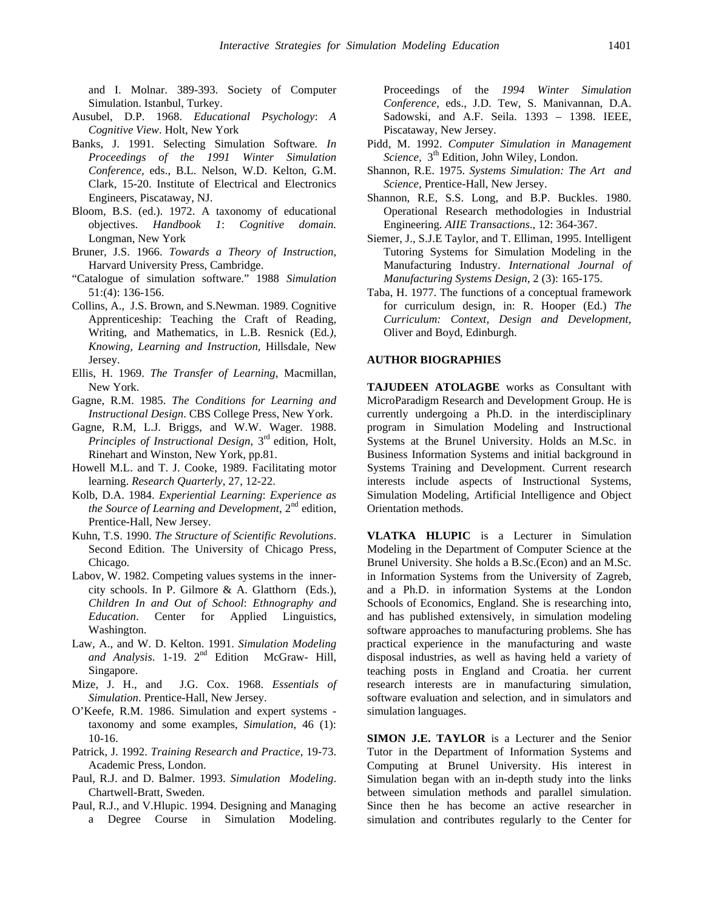and I. Molnar. 389-393. Society of Computer Simulation. Istanbul, Turkey.

Ausubel, D.P. 1968. *Educational Psychology*: *A Cognitive View*. Holt, New York

Banks, J. 1991. Selecting Simulation Software. *In Proceedings of the 1991 Winter Simulation Conference*, eds., B.L. Nelson, W.D. Kelton, G.M. Clark, 15-20. Institute of Electrical and Electronics Engineers, Piscataway, NJ.

Bloom, B.S. (ed.). 1972. A taxonomy of educational objectives. *Handbook 1*: *Cognitive domain.* Longman, New York

Bruner, J.S. 1966. *Towards a Theory of Instruction*, Harvard University Press, Cambridge.

"Catalogue of simulation software." 1988 *Simulation* 51:(4): 136-156.

Collins, A., J.S. Brown, and S.Newman. 1989. Cognitive Apprenticeship: Teaching the Craft of Reading, Writing, and Mathematics, in L.B. Resnick (Ed*.), Knowing, Learning and Instruction,* Hillsdale, New Jersey.

Ellis, H. 1969. *The Transfer of Learning*, Macmillan, New York.

Gagne, R.M. 1985. *The Conditions for Learning and Instructional Design*. CBS College Press, New York.

Gagne, R.M, L.J. Briggs, and W.W. Wager. 1988. *Principles of Instructional Design*, 3rd edition, Holt, Rinehart and Winston, New York, pp.81.

Howell M.L. and T. J. Cooke, 1989. Facilitating motor learning. *Research Quarterly*, 27, 12-22.

Kolb, D.A. 1984. *Experiential Learning*: *Experience as the Source of Learning and Development*, 2nd edition, Prentice-Hall, New Jersey.

Kuhn, T.S. 1990. *The Structure of Scientific Revolutions*. Second Edition. The University of Chicago Press, Chicago.

Labov, W. 1982. Competing values systems in the inner-city schools. In P. Gilmore & A. Glatthorn (Eds.), *Children In and Out of School*: *Ethnography and Education*. Center for Applied Linguistics, Washington.

Law, A., and W. D. Kelton. 1991. *Simulation Modeling and Analysis*. 1-19. 2nd Edition McGraw- Hill, Singapore.

Mize, J. H., and J.G. Cox. 1968. *Essentials of Simulation*. Prentice-Hall, New Jersey.

O'Keefe, R.M. 1986. Simulation and expert systems - taxonomy and some examples, *Simulation*, 46 (1): 10-16.

Patrick, J. 1992. *Training Research and Practice*, 19-73. Academic Press, London.

Paul, R.J. and D. Balmer. 1993. *Simulation Modeling*. Chartwell-Bratt, Sweden.

Paul, R.J., and V.Hlupic. 1994. Designing and Managing a Degree Course in Simulation Modeling. Proceedings of the *1994 Winter Simulation Conference*, eds., J.D. Tew, S. Manivannan, D.A. Sadowski, and A.F. Seila. 1393 – 1398. IEEE, Piscataway, New Jersey.

Pidd, M. 1992. *Computer Simulation in Management Science*, 3th Edition, John Wiley, London.

Shannon, R.E. 1975. *Systems Simulation: The Art and Science*, Prentice-Hall, New Jersey.

Shannon, R.E, S.S. Long, and B.P. Buckles. 1980. Operational Research methodologies in Industrial Engineering. *AIIE Transactions*., 12: 364-367.

Siemer, J., S.J.E Taylor, and T. Elliman, 1995. Intelligent Tutoring Systems for Simulation Modeling in the Manufacturing Industry. *International Journal of Manufacturing Systems Design*, 2 (3): 165-175.

Taba, H. 1977. The functions of a conceptual framework for curriculum design, in: R. Hooper (Ed.) *The Curriculum: Context, Design and Development*, Oliver and Boyd, Edinburgh.

## AUTHOR BIOGRAPHIES

**TAJUDEEN ATOLAGBE** works as Consultant with MicroParadigm Research and Development Group. He is currently undergoing a Ph.D. in the interdisciplinary program in Simulation Modeling and Instructional Systems at the Brunel University. Holds an M.Sc. in Business Information Systems and initial background in Systems Training and Development. Current research interests include aspects of Instructional Systems, Simulation Modeling, Artificial Intelligence and Object Orientation methods.

**VLATKA HLUPIC** is a Lecturer in Simulation Modeling in the Department of Computer Science at the Brunel University. She holds a B.Sc.(Econ) and an M.Sc. in Information Systems from the University of Zagreb, and a Ph.D. in information Systems at the London Schools of Economics, England. She is researching into, and has published extensively, in simulation modeling software approaches to manufacturing problems. She has practical experience in the manufacturing and waste disposal industries, as well as having held a variety of teaching posts in England and Croatia. her current research interests are in manufacturing simulation, software evaluation and selection, and in simulators and simulation languages.

**SIMON J.E. TAYLOR** is a Lecturer and the Senior Tutor in the Department of Information Systems and Computing at Brunel University. His interest in Simulation began with an in-depth study into the links between simulation methods and parallel simulation. Since then he has become an active researcher in simulation and contributes regularly to the Center for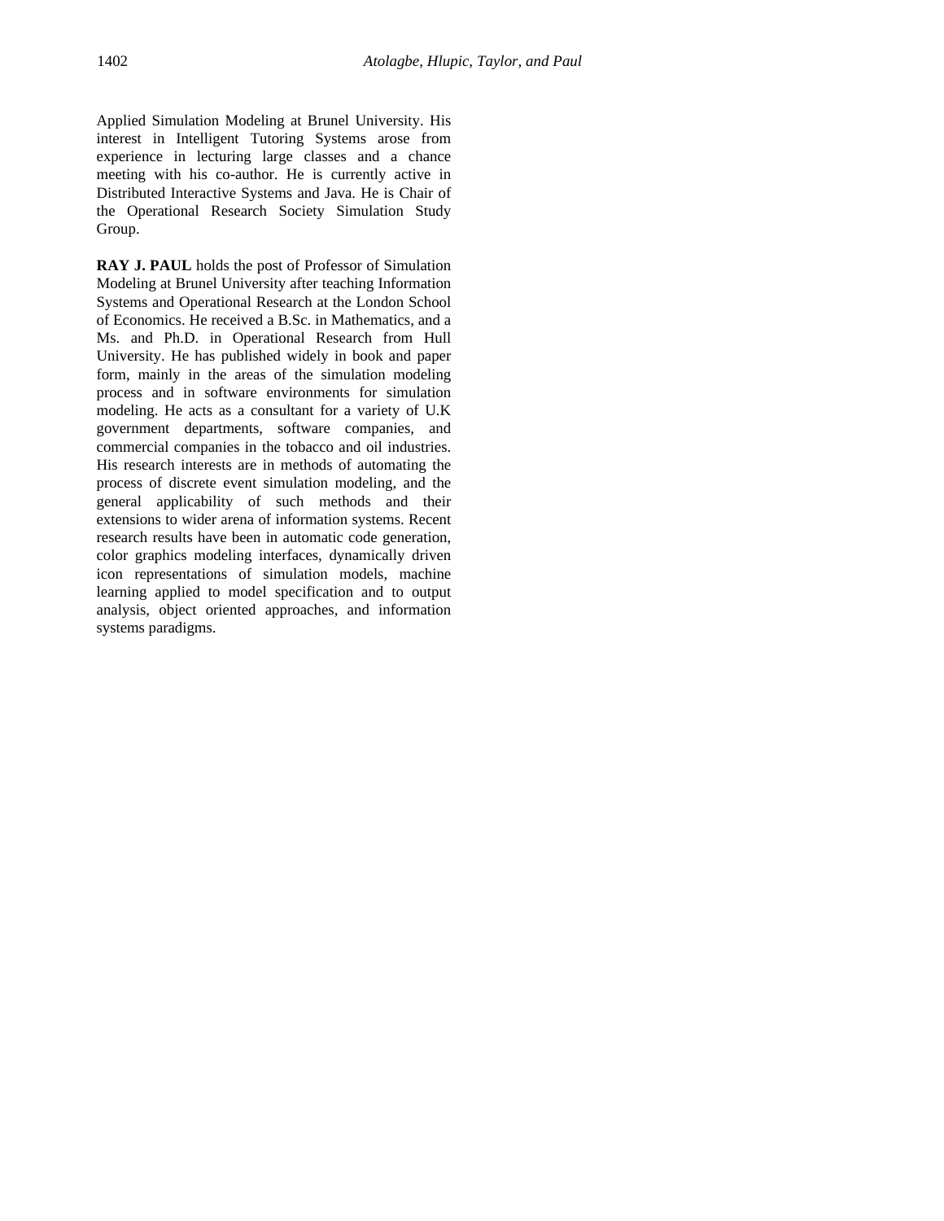Applied Simulation Modeling at Brunel University. His interest in Intelligent Tutoring Systems arose from experience in lecturing large classes and a chance meeting with his co-author. He is currently active in Distributed Interactive Systems and Java. He is Chair of the Operational Research Society Simulation Study Group.

**RAY J. PAUL** holds the post of Professor of Simulation Modeling at Brunel University after teaching Information Systems and Operational Research at the London School of Economics. He received a B.Sc. in Mathematics, and a Ms. and Ph.D. in Operational Research from Hull University. He has published widely in book and paper form, mainly in the areas of the simulation modeling process and in software environments for simulation modeling. He acts as a consultant for a variety of U.K government departments, software companies, and commercial companies in the tobacco and oil industries. His research interests are in methods of automating the process of discrete event simulation modeling, and the general applicability of such methods and their extensions to wider arena of information systems. Recent research results have been in automatic code generation, color graphics modeling interfaces, dynamically driven icon representations of simulation models, machine learning applied to model specification and to output analysis, object oriented approaches, and information systems paradigms.